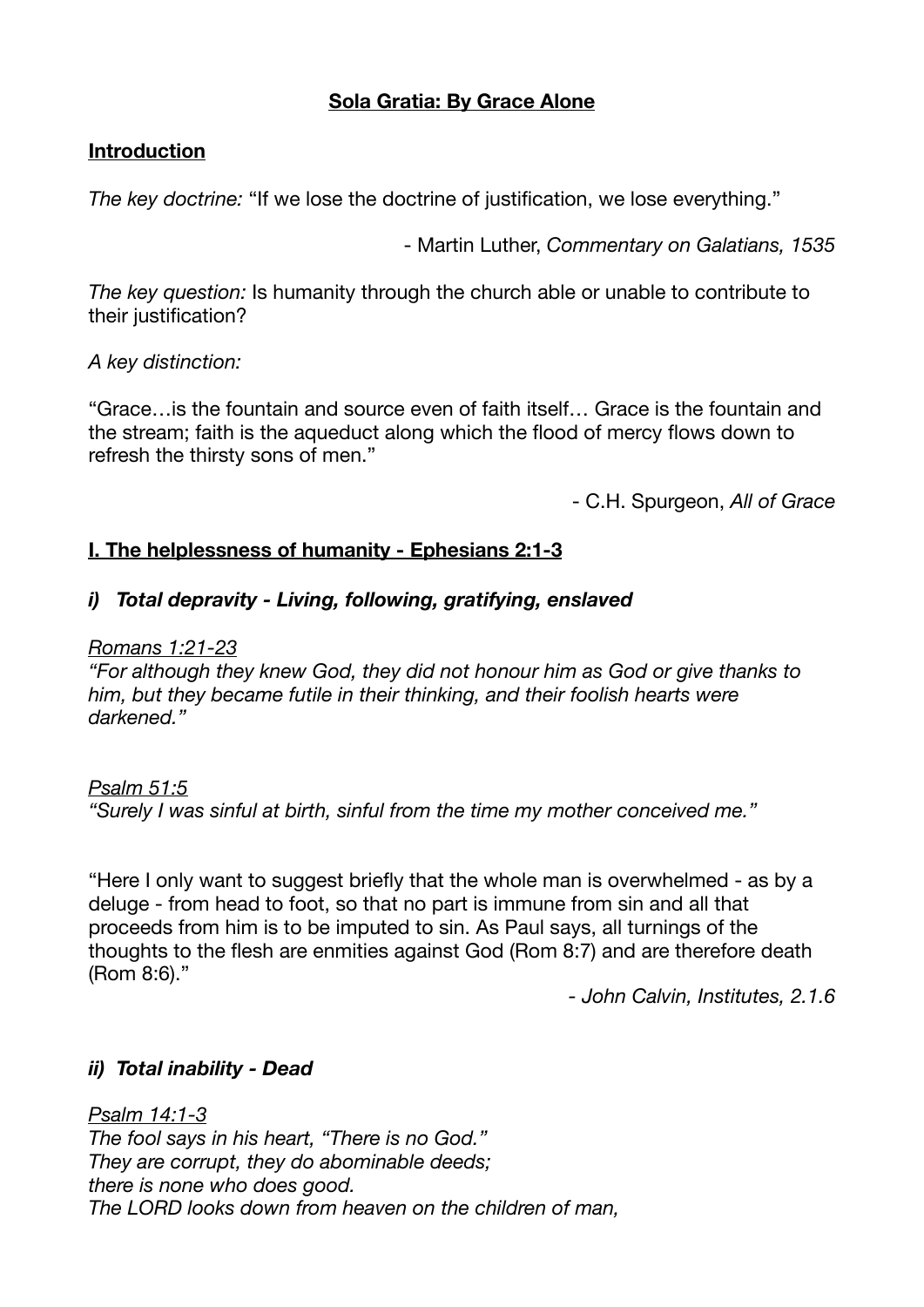# **Sola Gratia: By Grace Alone**

## **Introduction**

*The key doctrine:* "If we lose the doctrine of justification, we lose everything."

- Martin Luther, *Commentary on Galatians, 1535*

*The key question:* Is humanity through the church able or unable to contribute to their justification?

*A key distinction:*

"Grace…is the fountain and source even of faith itself… Grace is the fountain and the stream; faith is the aqueduct along which the flood of mercy flows down to refresh the thirsty sons of men."

- C.H. Spurgeon, *All of Grace*

## **I. The helplessness of humanity - Ephesians 2:1-3**

### ***i) Total depravity - Living, following, gratifying, enslaved***

*Romans 1:21-23*
*"For although they knew God, they did not honour him as God or give thanks to him, but they became futile in their thinking, and their foolish hearts were darkened."*

*Psalm 51:5*
*"Surely I was sinful at birth, sinful from the time my mother conceived me."*

"Here I only want to suggest briefly that the whole man is overwhelmed - as by a deluge - from head to foot, so that no part is immune from sin and all that proceeds from him is to be imputed to sin. As Paul says, all turnings of the thoughts to the flesh are enmities against God (Rom 8:7) and are therefore death (Rom 8:6)."

*- John Calvin, Institutes, 2.1.6*

### ***ii) Total inability - Dead***

*Psalm 14:1-3*
*The fool says in his heart, "There is no God."*
*They are corrupt, they do abominable deeds;*
*there is none who does good.*
*The LORD looks down from heaven on the children of man,*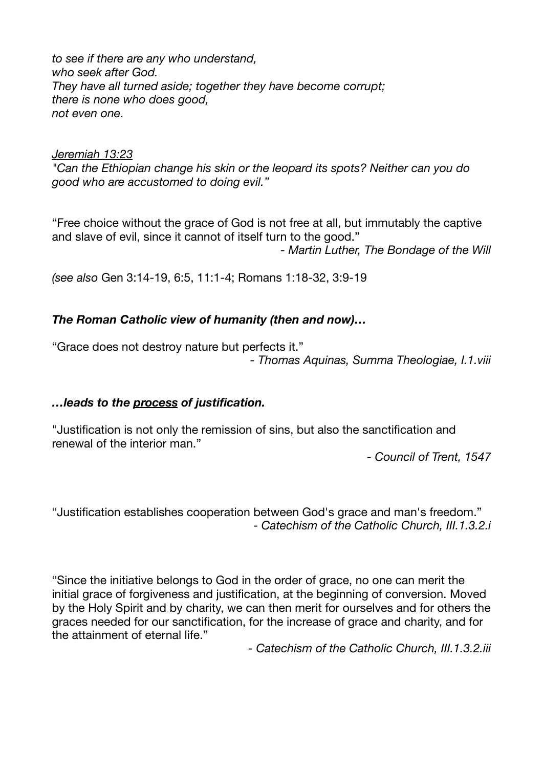*to see if there are any who understand,*
*who seek after God.*
*They have all turned aside; together they have become corrupt;*
*there is none who does good,*
*not even one.*

<u>*Jeremiah 13:23*</u>
*"Can the Ethiopian change his skin or the leopard its spots? Neither can you do good who are accustomed to doing evil."*

"Free choice without the grace of God is not free at all, but immutably the captive and slave of evil, since it cannot of itself turn to the good."

*- Martin Luther, The Bondage of the Will*

*(see also* Gen 3:14-19, 6:5, 11:1-4; Romans 1:18-32, 3:9-19

***The Roman Catholic view of humanity (then and now)…***

"Grace does not destroy nature but perfects it."

*- Thomas Aquinas, Summa Theologiae, I.1.viii*

***…leads to the <u>process</u> of justification.***

"Justification is not only the remission of sins, but also the sanctification and renewal of the interior man."

*- Council of Trent, 1547*

"Justification establishes cooperation between God's grace and man's freedom."

*- Catechism of the Catholic Church, III.1.3.2.i*

"Since the initiative belongs to God in the order of grace, no one can merit the initial grace of forgiveness and justification, at the beginning of conversion. Moved by the Holy Spirit and by charity, we can then merit for ourselves and for others the graces needed for our sanctification, for the increase of grace and charity, and for the attainment of eternal life."

*- Catechism of the Catholic Church, III.1.3.2.iii*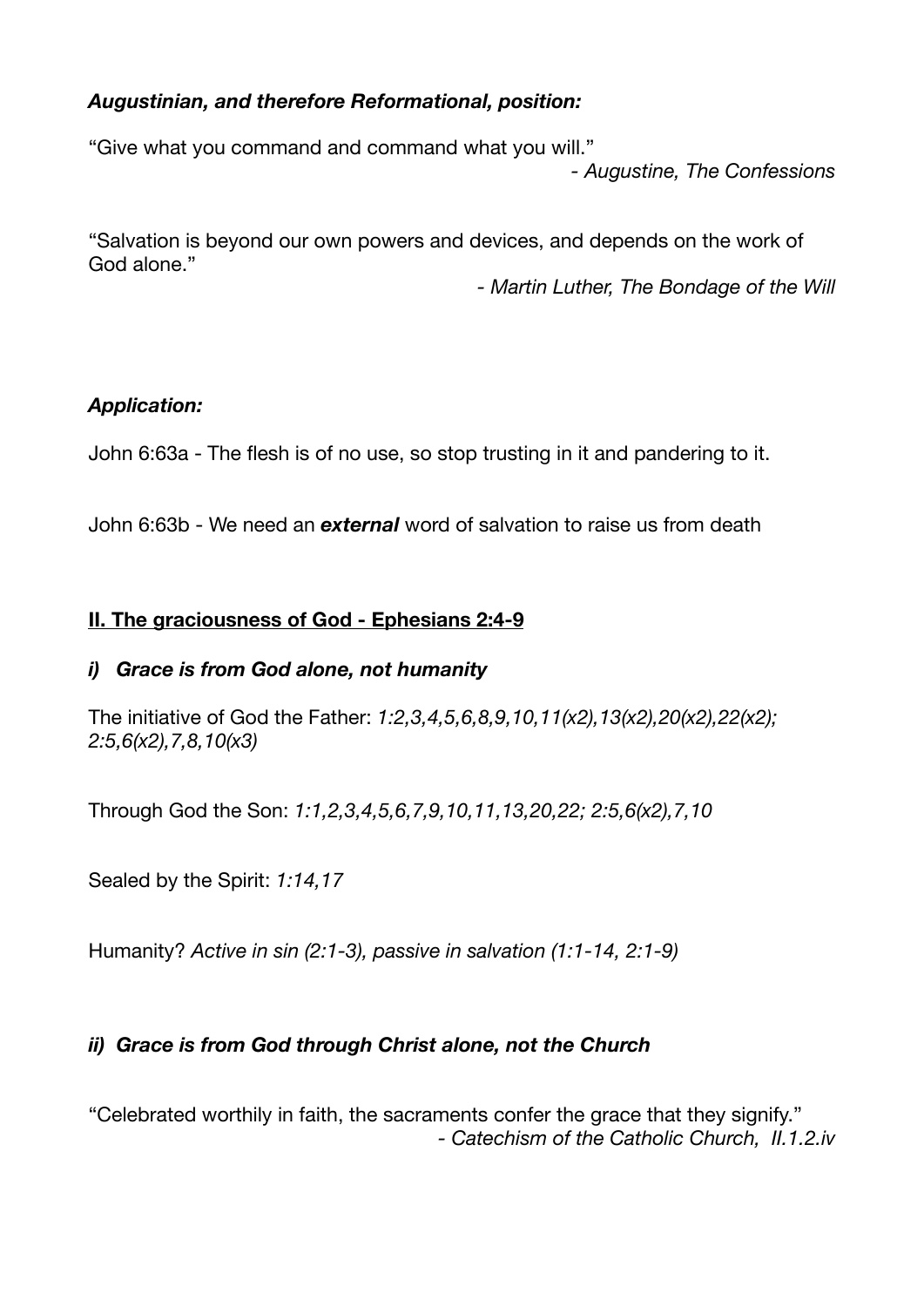***Augustinian, and therefore Reformational, position:***

"Give what you command and command what you will."

*- Augustine, The Confessions*

"Salvation is beyond our own powers and devices, and depends on the work of God alone."

*- Martin Luther, The Bondage of the Will*

***Application:***

John 6:63a - The flesh is of no use, so stop trusting in it and pandering to it.

John 6:63b - We need an ***external*** word of salvation to raise us from death

## **<u>II. The graciousness of God - Ephesians 2:4-9</u>**

### ***i) Grace is from God alone, not humanity***

The initiative of God the Father: *1:2,3,4,5,6,8,9,10,11(x2),13(x2),20(x2),22(x2); 2:5,6(x2),7,8,10(x3)*

Through God the Son: *1:1,2,3,4,5,6,7,9,10,11,13,20,22; 2:5,6(x2),7,10*

Sealed by the Spirit: *1:14,17*

Humanity? *Active in sin (2:1-3), passive in salvation (1:1-14, 2:1-9)*

### ***ii) Grace is from God through Christ alone, not the Church***

"Celebrated worthily in faith, the sacraments confer the grace that they signify."

*- Catechism of the Catholic Church, II.1.2.iv*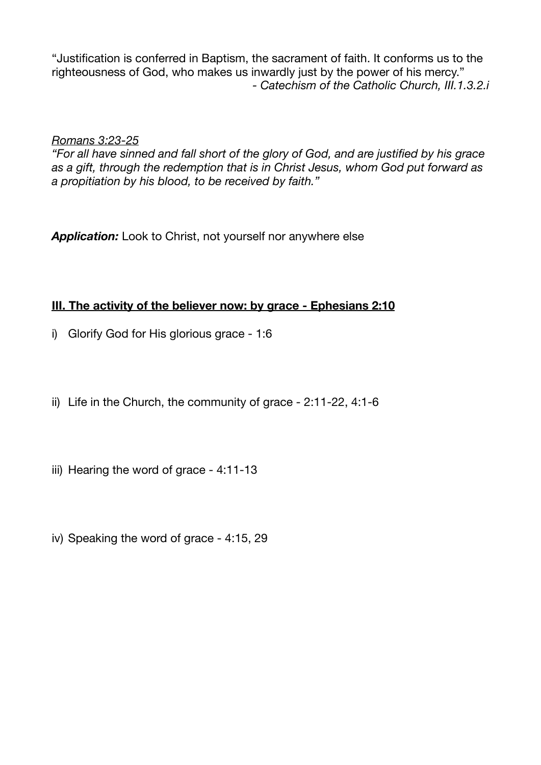"Justification is conferred in Baptism, the sacrament of faith. It conforms us to the righteousness of God, who makes us inwardly just by the power of his mercy."
- *Catechism of the Catholic Church, III.1.3.2.i*

*Romans 3:23-25*
*"For all have sinned and fall short of the glory of God, and are justified by his grace as a gift, through the redemption that is in Christ Jesus, whom God put forward as a propitiation by his blood, to be received by faith."*

***Application:*** Look to Christ, not yourself nor anywhere else

**III. The activity of the believer now: by grace - Ephesians 2:10**

i) Glorify God for His glorious grace - 1:6

ii) Life in the Church, the community of grace - 2:11-22, 4:1-6

iii) Hearing the word of grace - 4:11-13

iv) Speaking the word of grace - 4:15, 29